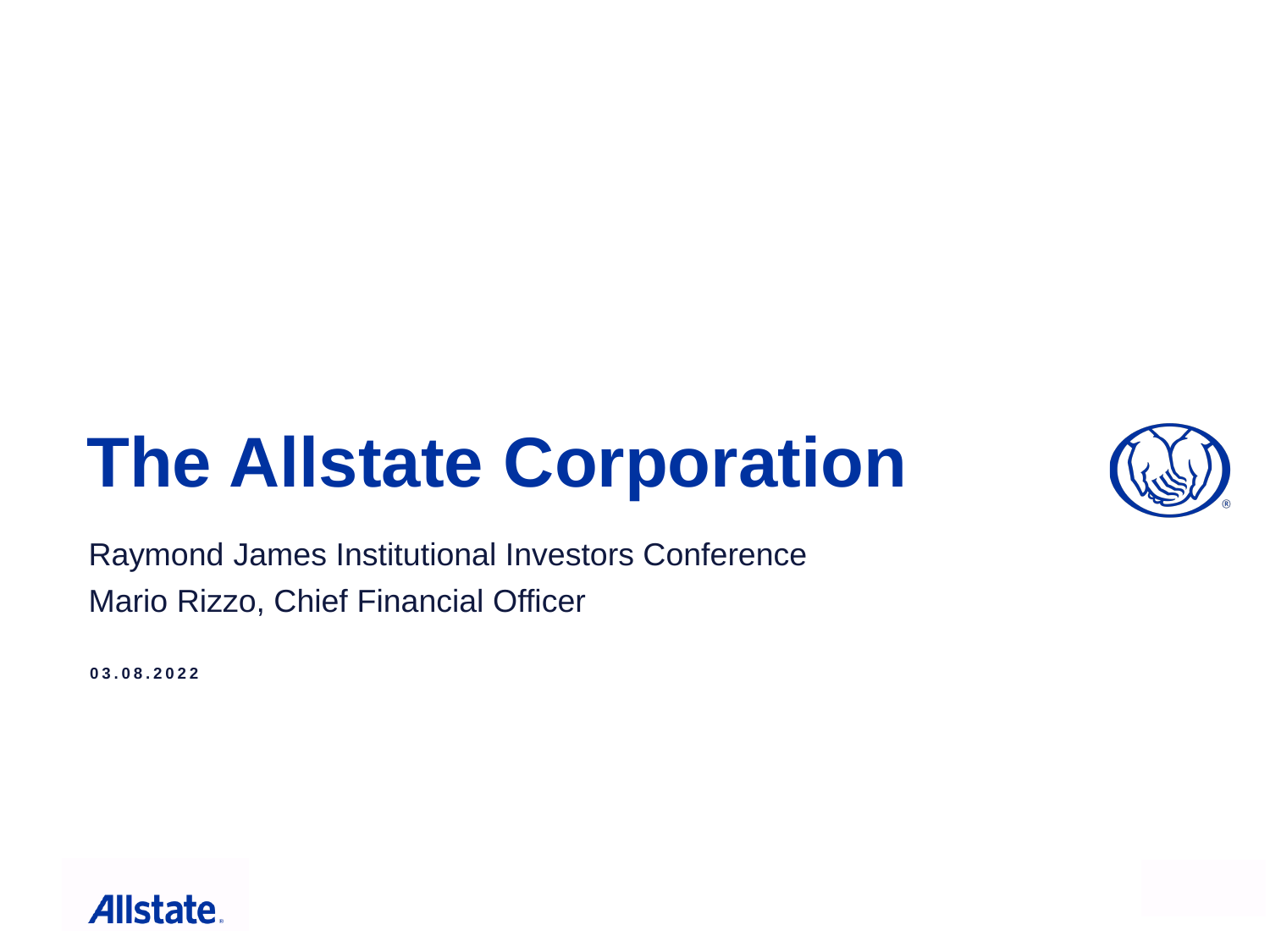# The Allstate Corporation

Raymond James Institutional Investors Conference

Mario Rizzo, Chief Financial Officer

**03.08.2022**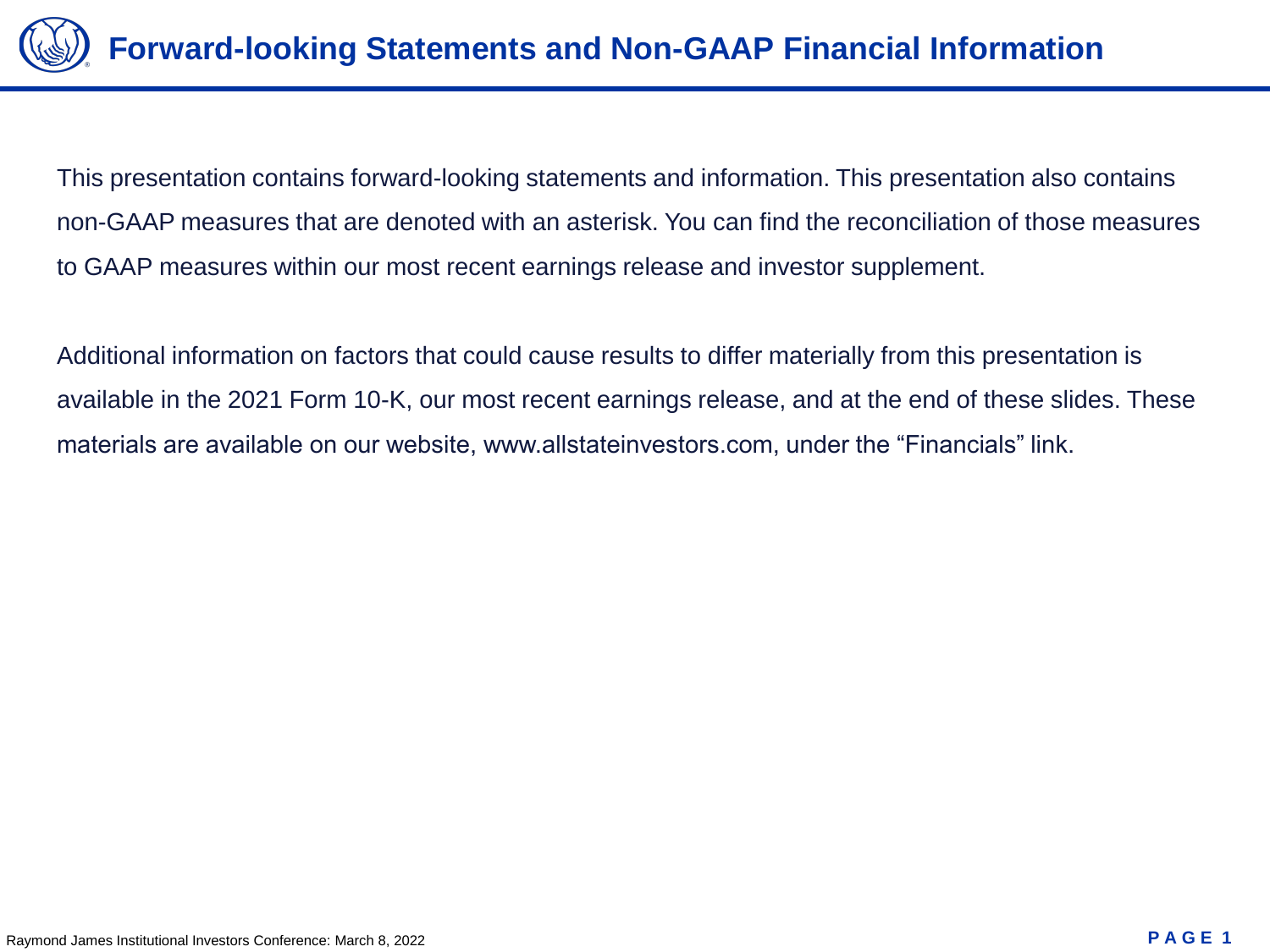# Forward-looking Statements and Non-GAAP Financial Information

This presentation contains forward-looking statements and information. This presentation also contains non-GAAP measures that are denoted with an asterisk. You can find the reconciliation of those measures to GAAP measures within our most recent earnings release and investor supplement.

Additional information on factors that could cause results to differ materially from this presentation is available in the 2021 Form 10-K, our most recent earnings release, and at the end of these slides. These materials are available on our website, www.allstateinvestors.com, under the "Financials" link.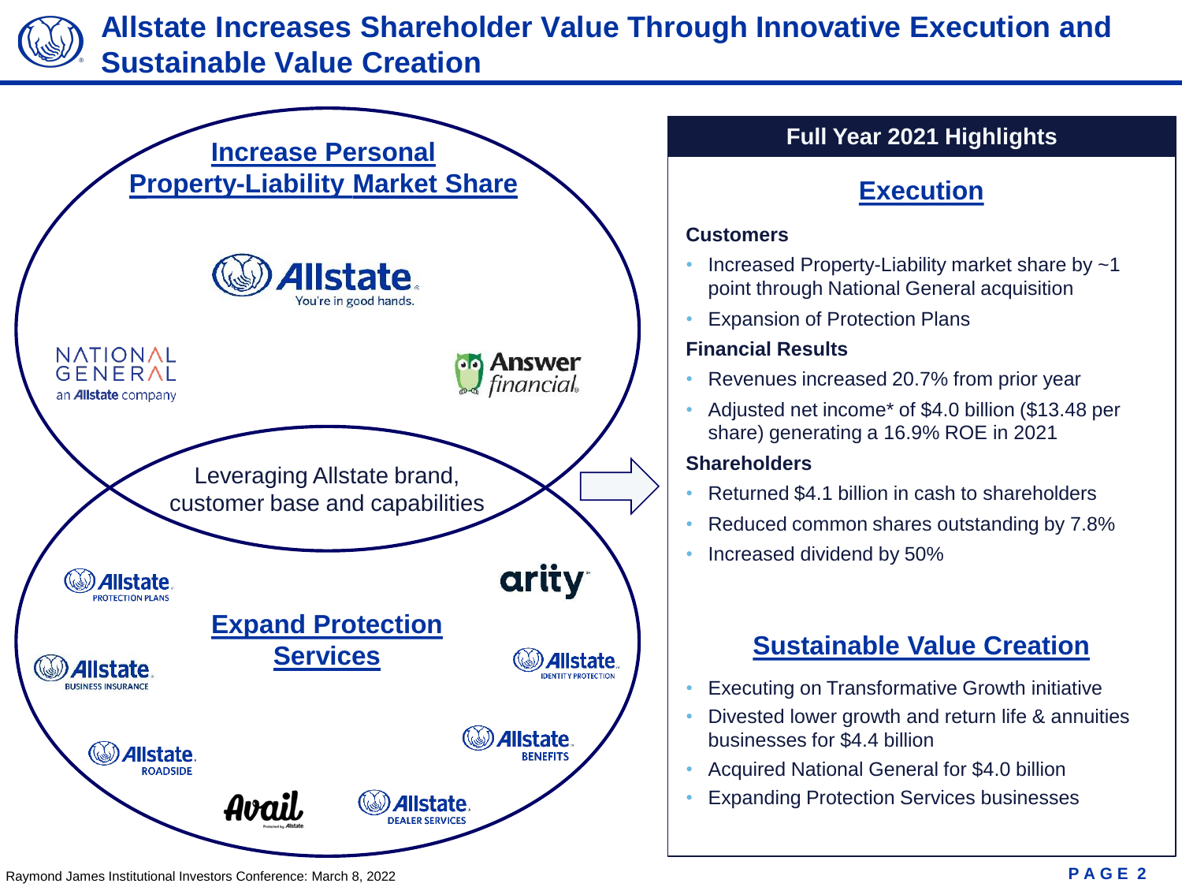# Allstate Increases Shareholder Value Through Innovative Execution and Sustainable Value Creation

## Increase Personal Property-Liability Market Share

Allstate. You're in good hands.

NATIONAL GENERAL an Allstate company

Answer financial

Leveraging Allstate brand, customer base and capabilities

## Expand Protection Services

Allstate Protection Plans

arity

Allstate Business Insurance

Allstate Identity Protection

Allstate Benefits

Allstate Roadside

Avail

Allstate Dealer Services

## Full Year 2021 Highlights

### Execution

**Customers**

- Increased Property-Liability market share by ~1 point through National General acquisition
- Expansion of Protection Plans

**Financial Results**

- Revenues increased 20.7% from prior year
- Adjusted net income* of $4.0 billion ($13.48 per share) generating a 16.9% ROE in 2021

**Shareholders**

- Returned $4.1 billion in cash to shareholders
- Reduced common shares outstanding by 7.8%
- Increased dividend by 50%

### Sustainable Value Creation

- Executing on Transformative Growth initiative
- Divested lower growth and return life & annuities businesses for $4.4 billion
- Acquired National General for $4.0 billion
- Expanding Protection Services businesses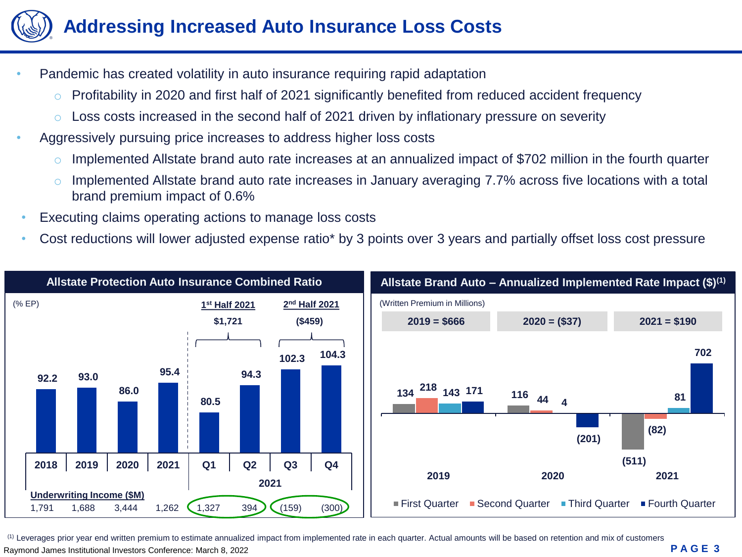# Addressing Increased Auto Insurance Loss Costs

- Pandemic has created volatility in auto insurance requiring rapid adaptation
  - Profitability in 2020 and first half of 2021 significantly benefited from reduced accident frequency
  - Loss costs increased in the second half of 2021 driven by inflationary pressure on severity
- Aggressively pursuing price increases to address higher loss costs
  - Implemented Allstate brand auto rate increases at an annualized impact of $702 million in the fourth quarter
  - Implemented Allstate brand auto rate increases in January averaging 7.7% across five locations with a total brand premium impact of 0.6%
- Executing claims operating actions to manage loss costs
- Cost reductions will lower adjusted expense ratio* by 3 points over 3 years and partially offset loss cost pressure

## Allstate Protection Auto Insurance Combined Ratio

(% EP)

| | 2018 | 2019 | 2020 | 2021 | 2021 Q1 | 2021 Q2 | 2021 Q3 | 2021 Q4 |
|---|---|---|---|---|---|---|---|---|
| Combined Ratio | 92.2 | 93.0 | 86.0 | 95.4 | 80.5 | 94.3 | 102.3 | 104.3 |
| Underwriting Income ($M) | 1,791 | 1,688 | 3,444 | 1,262 | 1,327 | 394 | (159) | (300) |

1st Half 2021: $1,721

2nd Half 2021: ($459)

## Allstate Brand Auto – Annualized Implemented Rate Impact ($)[1]

(Written Premium in Millions)

| | First Quarter | Second Quarter | Third Quarter | Fourth Quarter | Total |
|---|---|---|---|---|---|
| 2019 | 134 | 218 | 143 | 171 | $666 |
| 2020 | 116 | 44 | 4 | (201) | ($37) |
| 2021 | (511) | (82) | 81 | 702 | $190 |

[1] Leverages prior year end written premium to estimate annualized impact from implemented rate in each quarter. Actual amounts will be based on retention and mix of customers

Raymond James Institutional Investors Conference: March 8, 2022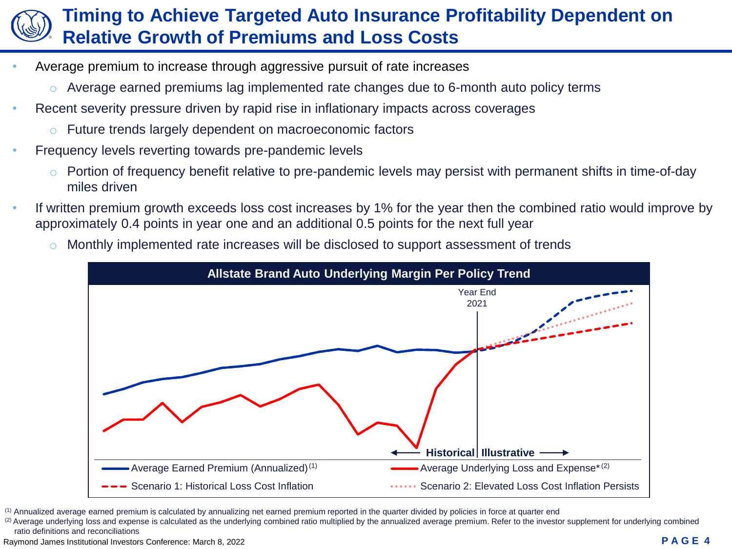# Timing to Achieve Targeted Auto Insurance Profitability Dependent on Relative Growth of Premiums and Loss Costs

- Average premium to increase through aggressive pursuit of rate increases
  - Average earned premiums lag implemented rate changes due to 6-month auto policy terms
- Recent severity pressure driven by rapid rise in inflationary impacts across coverages
  - Future trends largely dependent on macroeconomic factors
- Frequency levels reverting towards pre-pandemic levels
  - Portion of frequency benefit relative to pre-pandemic levels may persist with permanent shifts in time-of-day miles driven
- If written premium growth exceeds loss cost increases by 1% for the year then the combined ratio would improve by approximately 0.4 points in year one and an additional 0.5 points for the next full year
  - Monthly implemented rate increases will be disclosed to support assessment of trends

**Allstate Brand Auto Underlying Margin Per Policy Trend**

Year End 2021

← Historical | Illustrative →

- Average Earned Premium (Annualized)[1]
- Average Underlying Loss and Expense*[2]
- Scenario 1: Historical Loss Cost Inflation
- Scenario 2: Elevated Loss Cost Inflation Persists

[1] Annualized average earned premium is calculated by annualizing net earned premium reported in the quarter divided by policies in force at quarter end

[2] Average underlying loss and expense is calculated as the underlying combined ratio multiplied by the annualized average premium. Refer to the investor supplement for underlying combined ratio definitions and reconciliations

Raymond James Institutional Investors Conference: March 8, 2022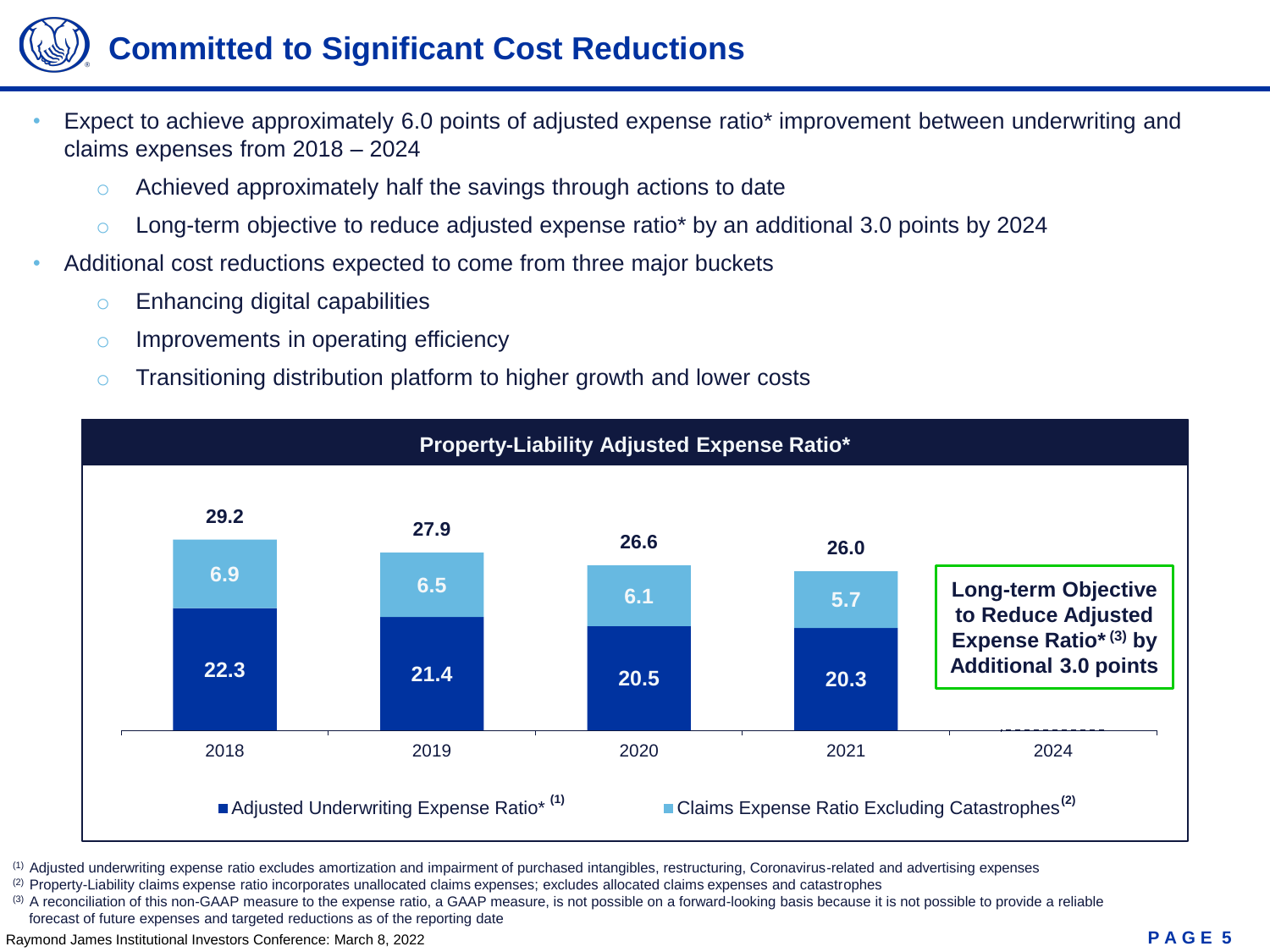# Committed to Significant Cost Reductions

- Expect to achieve approximately 6.0 points of adjusted expense ratio* improvement between underwriting and claims expenses from 2018 – 2024
  - Achieved approximately half the savings through actions to date
  - Long-term objective to reduce adjusted expense ratio* by an additional 3.0 points by 2024
- Additional cost reductions expected to come from three major buckets
  - Enhancing digital capabilities
  - Improvements in operating efficiency
  - Transitioning distribution platform to higher growth and lower costs

**Property-Liability Adjusted Expense Ratio***

| | 2018 | 2019 | 2020 | 2021 | 2024 |
|---|---|---|---|---|---|
| Adjusted Underwriting Expense Ratio* [1] | 22.3 | 21.4 | 20.5 | 20.3 | |
| Claims Expense Ratio Excluding Catastrophes [2] | 6.9 | 6.5 | 6.1 | 5.7 | |
| Total | 29.2 | 27.9 | 26.6 | 26.0 | |

**Long-term Objective to Reduce Adjusted Expense Ratio* [3] by Additional 3.0 points**

[1] Adjusted underwriting expense ratio excludes amortization and impairment of purchased intangibles, restructuring, Coronavirus-related and advertising expenses
[2] Property-Liability claims expense ratio incorporates unallocated claims expenses; excludes allocated claims expenses and catastrophes
[3] A reconciliation of this non-GAAP measure to the expense ratio, a GAAP measure, is not possible on a forward-looking basis because it is not possible to provide a reliable forecast of future expenses and targeted reductions as of the reporting date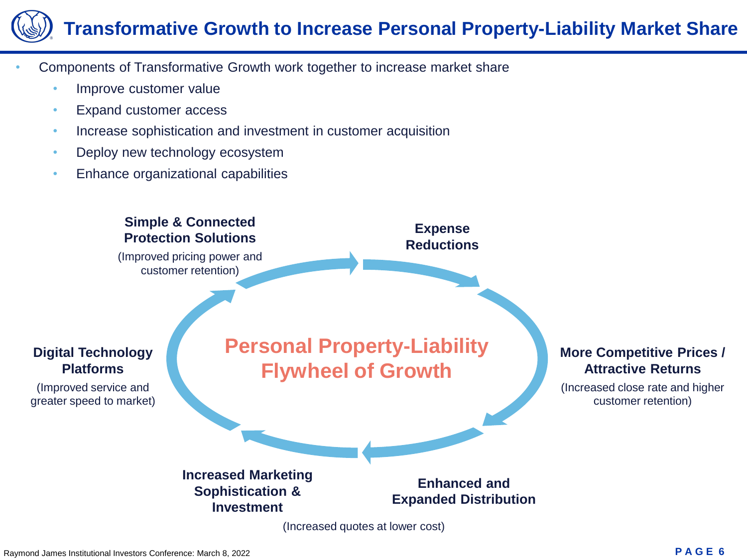# Transformative Growth to Increase Personal Property-Liability Market Share

- Components of Transformative Growth work together to increase market share
  - Improve customer value
  - Expand customer access
  - Increase sophistication and investment in customer acquisition
  - Deploy new technology ecosystem
  - Enhance organizational capabilities

**Personal Property-Liability Flywheel of Growth**

**Simple & Connected Protection Solutions**
(Improved pricing power and customer retention)

**Expense Reductions**

**More Competitive Prices / Attractive Returns**
(Increased close rate and higher customer retention)

**Enhanced and Expanded Distribution**

**Increased Marketing Sophistication & Investment**

(Increased quotes at lower cost)

**Digital Technology Platforms**
(Improved service and greater speed to market)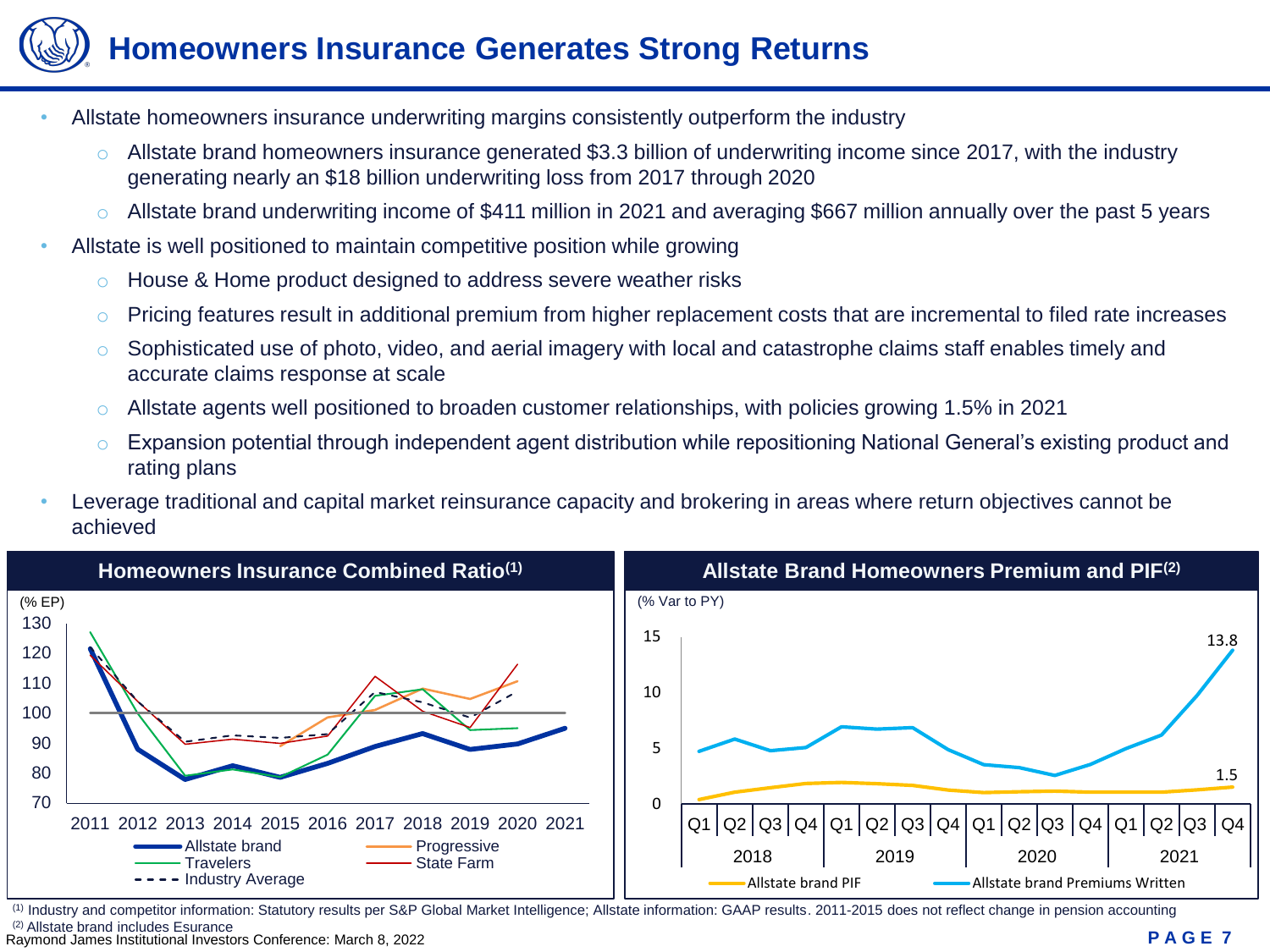# Homeowners Insurance Generates Strong Returns

- Allstate homeowners insurance underwriting margins consistently outperform the industry
  - Allstate brand homeowners insurance generated $3.3 billion of underwriting income since 2017, with the industry generating nearly an $18 billion underwriting loss from 2017 through 2020
  - Allstate brand underwriting income of $411 million in 2021 and averaging $667 million annually over the past 5 years
- Allstate is well positioned to maintain competitive position while growing
  - House & Home product designed to address severe weather risks
  - Pricing features result in additional premium from higher replacement costs that are incremental to filed rate increases
  - Sophisticated use of photo, video, and aerial imagery with local and catastrophe claims staff enables timely and accurate claims response at scale
  - Allstate agents well positioned to broaden customer relationships, with policies growing 1.5% in 2021
  - Expansion potential through independent agent distribution while repositioning National General's existing product and rating plans
- Leverage traditional and capital market reinsurance capacity and brokering in areas where return objectives cannot be achieved

## Homeowners Insurance Combined Ratio[1]

(% EP)

Series: Allstate brand, Progressive, Travelers, State Farm, Industry Average (2011–2021)

## Allstate Brand Homeowners Premium and PIF[2]

(% Var to PY)

Series: Allstate brand PIF (1.5 at 2021 Q4), Allstate brand Premiums Written (13.8 at 2021 Q4), quarterly 2018–2021

[1] Industry and competitor information: Statutory results per S&P Global Market Intelligence; Allstate information: GAAP results. 2011-2015 does not reflect change in pension accounting

[2] Allstate brand includes Esurance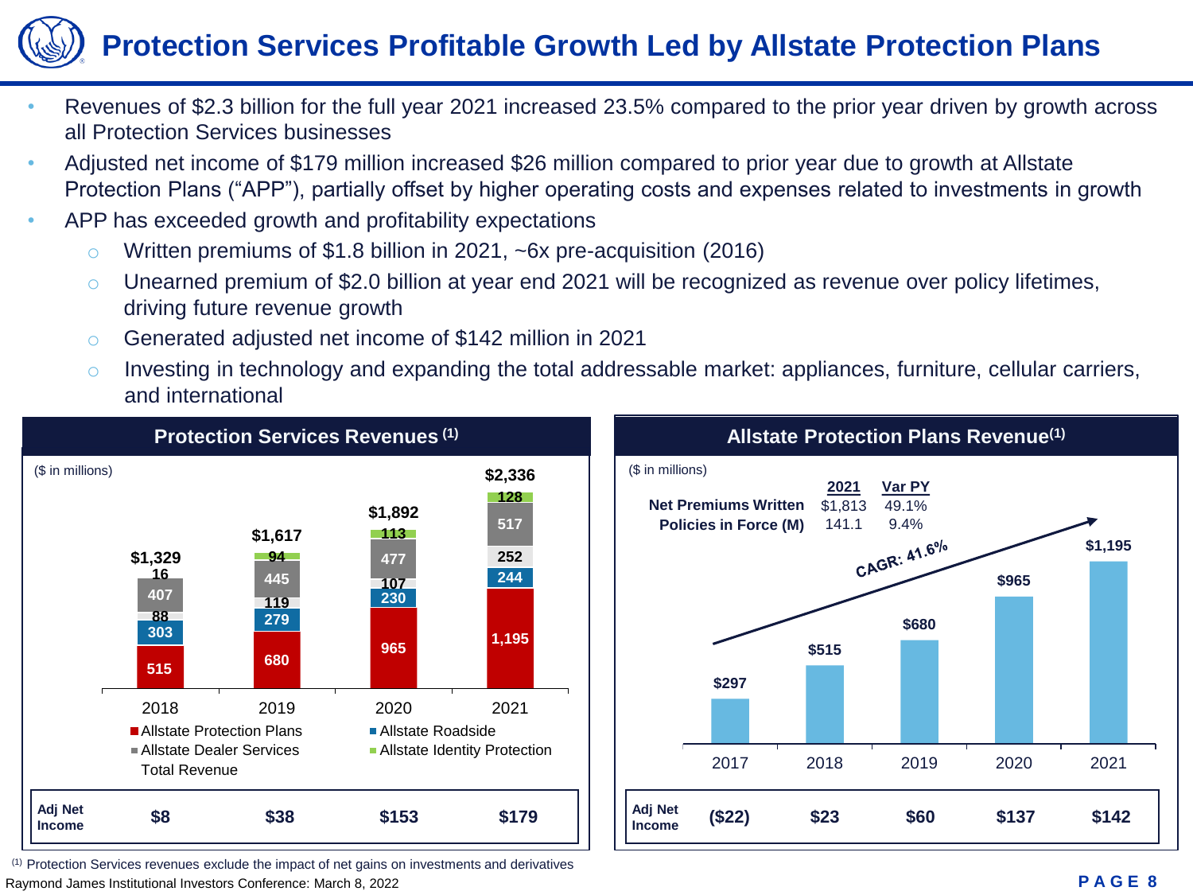# Protection Services Profitable Growth Led by Allstate Protection Plans

- Revenues of $2.3 billion for the full year 2021 increased 23.5% compared to the prior year driven by growth across all Protection Services businesses
- Adjusted net income of $179 million increased $26 million compared to prior year due to growth at Allstate Protection Plans (“APP”), partially offset by higher operating costs and expenses related to investments in growth
- APP has exceeded growth and profitability expectations
  - Written premiums of $1.8 billion in 2021, ~6x pre-acquisition (2016)
  - Unearned premium of $2.0 billion at year end 2021 will be recognized as revenue over policy lifetimes, driving future revenue growth
  - Generated adjusted net income of $142 million in 2021
  - Investing in technology and expanding the total addressable market: appliances, furniture, cellular carriers, and international

## Protection Services Revenues (1)

($ in millions)

| | 2018 | 2019 | 2020 | 2021 |
|---|---|---|---|---|
| Allstate Protection Plans | 515 | 680 | 965 | 1,195 |
| Allstate Roadside | 303 | 279 | 230 | 244 |
| Allstate Dealer Services | 407 | 445 | 477 | 517 |
| Allstate Identity Protection | 16 | 94 | 113 | 128 |
| (unlabeled segment) | 88 | 119 | 107 | 252 |
| Total Revenue | $1,329 | $1,617 | $1,892 | $2,336 |
| Adj Net Income | $8 | $38 | $153 | $179 |

## Allstate Protection Plans Revenue(1)

($ in millions)

| | 2021 | Var PY |
|---|---|---|
| Net Premiums Written | $1,813 | 49.1% |
| Policies in Force (M) | 141.1 | 9.4% |

CAGR: 41.6%

| | 2017 | 2018 | 2019 | 2020 | 2021 |
|---|---|---|---|---|---|
| Revenue | $297 | $515 | $680 | $965 | $1,195 |
| Adj Net Income | ($22) | $23 | $60 | $137 | $142 |

(1) Protection Services revenues exclude the impact of net gains on investments and derivatives

Raymond James Institutional Investors Conference: March 8, 2022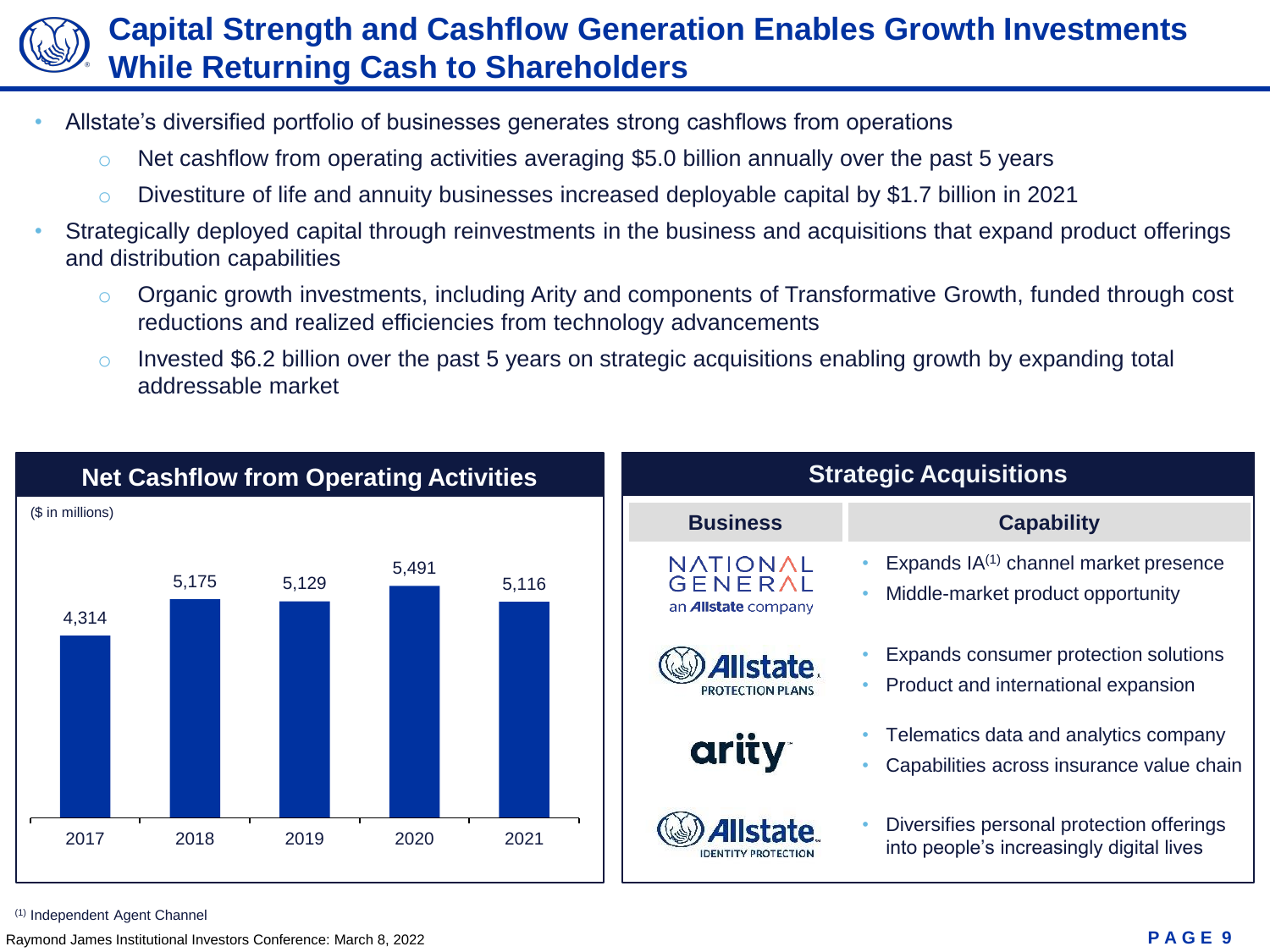# Capital Strength and Cashflow Generation Enables Growth Investments While Returning Cash to Shareholders

- Allstate's diversified portfolio of businesses generates strong cashflows from operations
  - Net cashflow from operating activities averaging $5.0 billion annually over the past 5 years
  - Divestiture of life and annuity businesses increased deployable capital by $1.7 billion in 2021
- Strategically deployed capital through reinvestments in the business and acquisitions that expand product offerings and distribution capabilities
  - Organic growth investments, including Arity and components of Transformative Growth, funded through cost reductions and realized efficiencies from technology advancements
  - Invested $6.2 billion over the past 5 years on strategic acquisitions enabling growth by expanding total addressable market

## Net Cashflow from Operating Activities

($ in millions)

| 2017 | 2018 | 2019 | 2020 | 2021 |
|---|---|---|---|---|
| 4,314 | 5,175 | 5,129 | 5,491 | 5,116 |

## Strategic Acquisitions

| Business | Capability |
|---|---|
| National General, an Allstate company | • Expands IA[1] channel market presence<br>• Middle-market product opportunity |
| Allstate Protection Plans | • Expands consumer protection solutions<br>• Product and international expansion |
| arity | • Telematics data and analytics company<br>• Capabilities across insurance value chain |
| Allstate Identity Protection | • Diversifies personal protection offerings into people's increasingly digital lives |

[1] Independent Agent Channel

Raymond James Institutional Investors Conference: March 8, 2022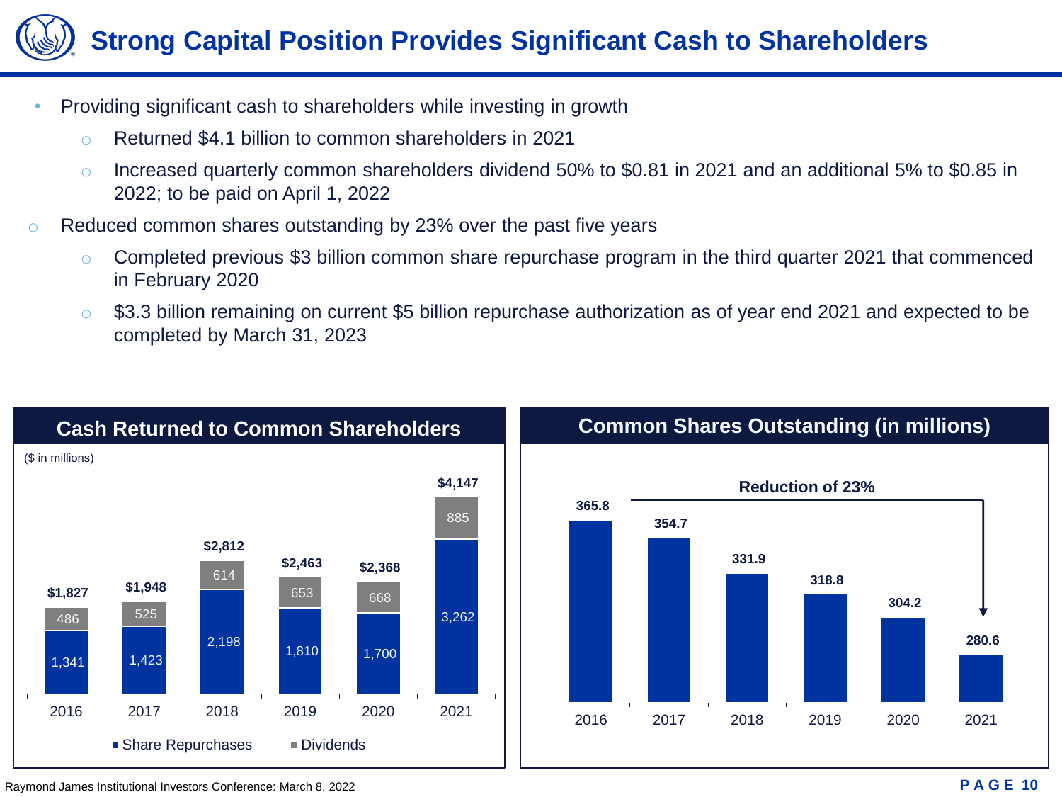# Strong Capital Position Provides Significant Cash to Shareholders

- Providing significant cash to shareholders while investing in growth
  - Returned $4.1 billion to common shareholders in 2021
  - Increased quarterly common shareholders dividend 50% to $0.81 in 2021 and an additional 5% to $0.85 in 2022; to be paid on April 1, 2022
- Reduced common shares outstanding by 23% over the past five years
  - Completed previous $3 billion common share repurchase program in the third quarter 2021 that commenced in February 2020
  - $3.3 billion remaining on current $5 billion repurchase authorization as of year end 2021 and expected to be completed by March 31, 2023

## Cash Returned to Common Shareholders

($ in millions)

| | 2016 | 2017 | 2018 | 2019 | 2020 | 2021 |
|---|---|---|---|---|---|---|
| Share Repurchases | 1,341 | 1,423 | 2,198 | 1,810 | 1,700 | 3,262 |
| Dividends | 486 | 525 | 614 | 653 | 668 | 885 |
| Total | $1,827 | $1,948 | $2,812 | $2,463 | $2,368 | $4,147 |

## Common Shares Outstanding (in millions)

| 2016 | 2017 | 2018 | 2019 | 2020 | 2021 |
|---|---|---|---|---|---|
| 365.8 | 354.7 | 331.9 | 318.8 | 304.2 | 280.6 |

Reduction of 23%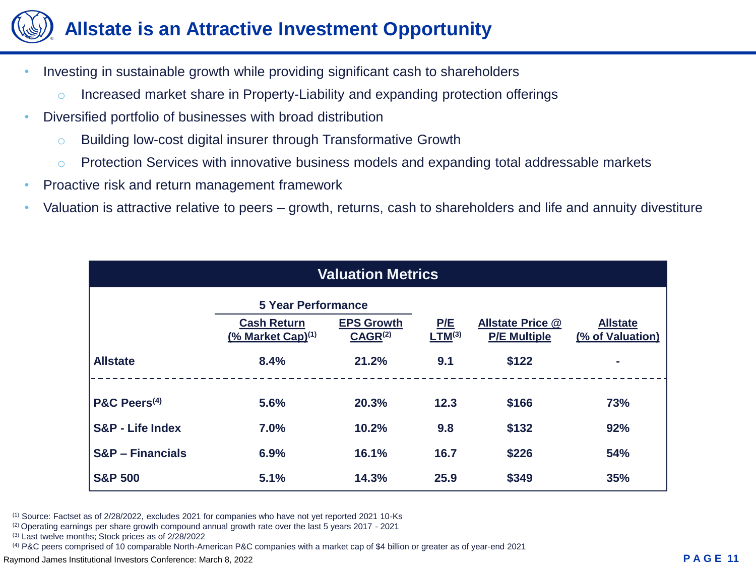# Allstate is an Attractive Investment Opportunity

- Investing in sustainable growth while providing significant cash to shareholders
  - Increased market share in Property-Liability and expanding protection offerings
- Diversified portfolio of businesses with broad distribution
  - Building low-cost digital insurer through Transformative Growth
  - Protection Services with innovative business models and expanding total addressable markets
- Proactive risk and return management framework
- Valuation is attractive relative to peers – growth, returns, cash to shareholders and life and annuity divestiture

**Valuation Metrics**

| | 5 Year Performance | | | | |
|---|---|---|---|---|---|
| | Cash Return (% Market Cap)[1] | EPS Growth CAGR[2] | P/E LTM[3] | Allstate Price @ P/E Multiple | Allstate (% of Valuation) |
| **Allstate** | 8.4% | 21.2% | 9.1 | $122 | - |
| **P&C Peers[4]** | 5.6% | 20.3% | 12.3 | $166 | 73% |
| **S&P - Life Index** | 7.0% | 10.2% | 9.8 | $132 | 92% |
| **S&P – Financials** | 6.9% | 16.1% | 16.7 | $226 | 54% |
| **S&P 500** | 5.1% | 14.3% | 25.9 | $349 | 35% |

[1] Source: Factset as of 2/28/2022, excludes 2021 for companies who have not yet reported 2021 10-Ks

[2] Operating earnings per share growth compound annual growth rate over the last 5 years 2017 - 2021

[3] Last twelve months; Stock prices as of 2/28/2022

[4] P&C peers comprised of 10 comparable North-American P&C companies with a market cap of $4 billion or greater as of year-end 2021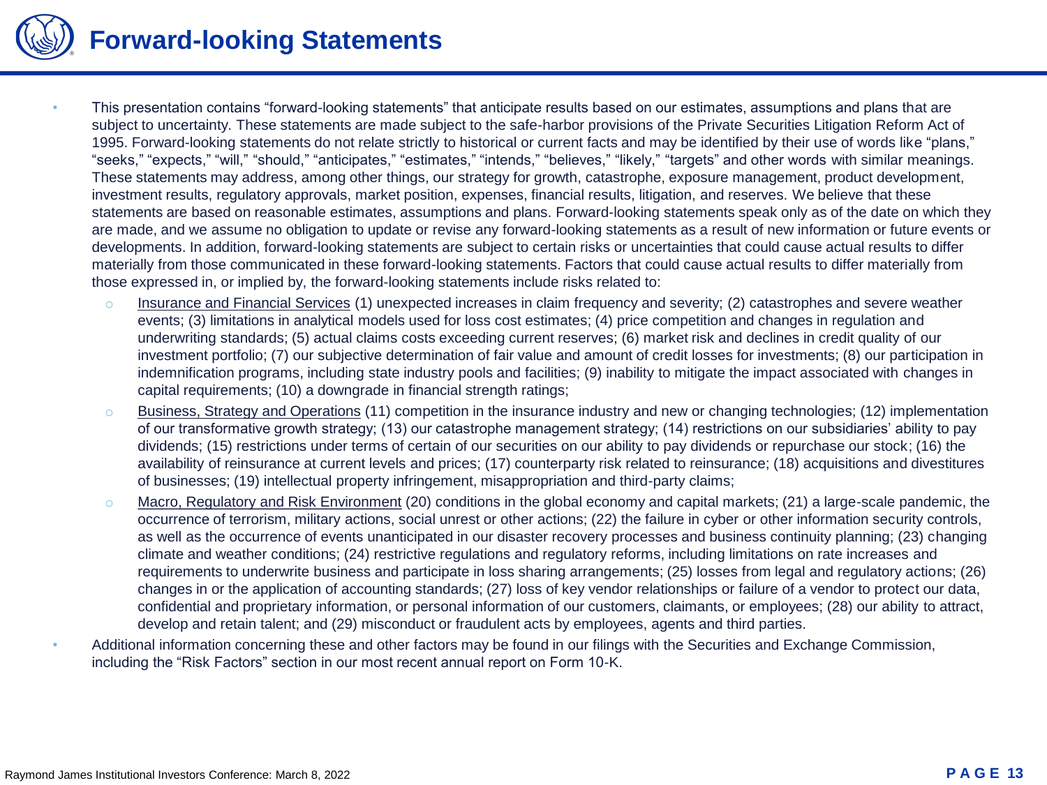# Forward-looking Statements

- This presentation contains "forward-looking statements" that anticipate results based on our estimates, assumptions and plans that are subject to uncertainty. These statements are made subject to the safe-harbor provisions of the Private Securities Litigation Reform Act of 1995. Forward-looking statements do not relate strictly to historical or current facts and may be identified by their use of words like "plans," "seeks," "expects," "will," "should," "anticipates," "estimates," "intends," "believes," "likely," "targets" and other words with similar meanings. These statements may address, among other things, our strategy for growth, catastrophe, exposure management, product development, investment results, regulatory approvals, market position, expenses, financial results, litigation, and reserves. We believe that these statements are based on reasonable estimates, assumptions and plans. Forward-looking statements speak only as of the date on which they are made, and we assume no obligation to update or revise any forward-looking statements as a result of new information or future events or developments. In addition, forward-looking statements are subject to certain risks or uncertainties that could cause actual results to differ materially from those communicated in these forward-looking statements. Factors that could cause actual results to differ materially from those expressed in, or implied by, the forward-looking statements include risks related to:
  - Insurance and Financial Services (1) unexpected increases in claim frequency and severity; (2) catastrophes and severe weather events; (3) limitations in analytical models used for loss cost estimates; (4) price competition and changes in regulation and underwriting standards; (5) actual claims costs exceeding current reserves; (6) market risk and declines in credit quality of our investment portfolio; (7) our subjective determination of fair value and amount of credit losses for investments; (8) our participation in indemnification programs, including state industry pools and facilities; (9) inability to mitigate the impact associated with changes in capital requirements; (10) a downgrade in financial strength ratings;
  - Business, Strategy and Operations (11) competition in the insurance industry and new or changing technologies; (12) implementation of our transformative growth strategy; (13) our catastrophe management strategy; (14) restrictions on our subsidiaries' ability to pay dividends; (15) restrictions under terms of certain of our securities on our ability to pay dividends or repurchase our stock; (16) the availability of reinsurance at current levels and prices; (17) counterparty risk related to reinsurance; (18) acquisitions and divestitures of businesses; (19) intellectual property infringement, misappropriation and third-party claims;
  - Macro, Regulatory and Risk Environment (20) conditions in the global economy and capital markets; (21) a large-scale pandemic, the occurrence of terrorism, military actions, social unrest or other actions; (22) the failure in cyber or other information security controls, as well as the occurrence of events unanticipated in our disaster recovery processes and business continuity planning; (23) changing climate and weather conditions; (24) restrictive regulations and regulatory reforms, including limitations on rate increases and requirements to underwrite business and participate in loss sharing arrangements; (25) losses from legal and regulatory actions; (26) changes in or the application of accounting standards; (27) loss of key vendor relationships or failure of a vendor to protect our data, confidential and proprietary information, or personal information of our customers, claimants, or employees; (28) our ability to attract, develop and retain talent; and (29) misconduct or fraudulent acts by employees, agents and third parties.
- Additional information concerning these and other factors may be found in our filings with the Securities and Exchange Commission, including the "Risk Factors" section in our most recent annual report on Form 10-K.